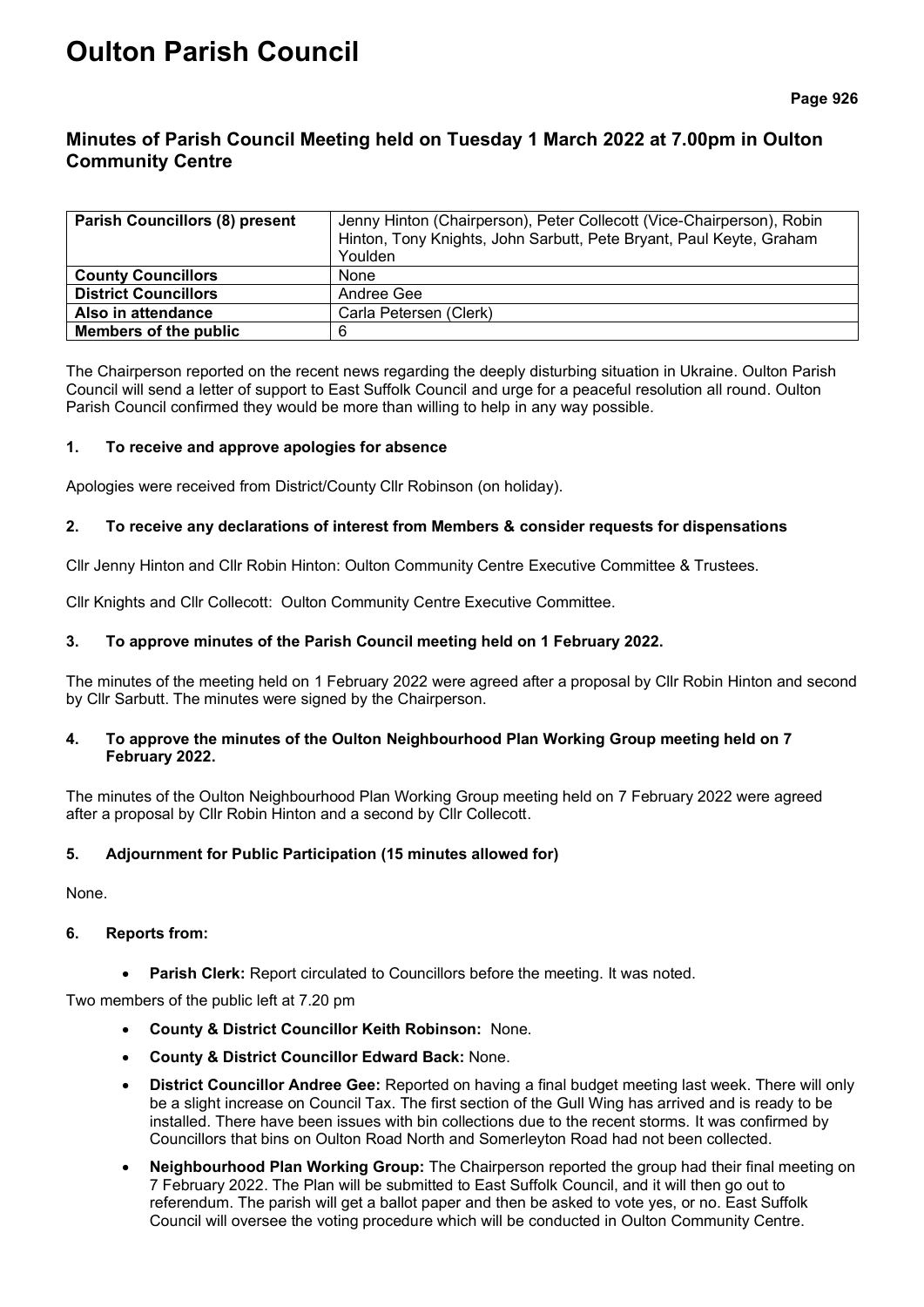# Oulton Parish Council

## Minutes of Parish Council Meeting held on Tuesday 1 March 2022 at 7.00pm in Oulton Community Centre

| | |
|---|---|
| **Parish Councillors (8) present** | Jenny Hinton (Chairperson), Peter Collecott (Vice-Chairperson), Robin Hinton, Tony Knights, John Sarbutt, Pete Bryant, Paul Keyte, Graham Youlden |
| **County Councillors** | None |
| **District Councillors** | Andree Gee |
| **Also in attendance** | Carla Petersen (Clerk) |
| **Members of the public** | 6 |

The Chairperson reported on the recent news regarding the deeply disturbing situation in Ukraine. Oulton Parish Council will send a letter of support to East Suffolk Council and urge for a peaceful resolution all round. Oulton Parish Council confirmed they would be more than willing to help in any way possible.

### 1. To receive and approve apologies for absence

Apologies were received from District/County Cllr Robinson (on holiday).

### 2. To receive any declarations of interest from Members & consider requests for dispensations

Cllr Jenny Hinton and Cllr Robin Hinton: Oulton Community Centre Executive Committee & Trustees.

Cllr Knights and Cllr Collecott: Oulton Community Centre Executive Committee.

### 3. To approve minutes of the Parish Council meeting held on 1 February 2022.

The minutes of the meeting held on 1 February 2022 were agreed after a proposal by Cllr Robin Hinton and second by Cllr Sarbutt. The minutes were signed by the Chairperson.

### 4. To approve the minutes of the Oulton Neighbourhood Plan Working Group meeting held on 7 February 2022.

The minutes of the Oulton Neighbourhood Plan Working Group meeting held on 7 February 2022 were agreed after a proposal by Cllr Robin Hinton and a second by Cllr Collecott.

### 5. Adjournment for Public Participation (15 minutes allowed for)

None.

### 6. Reports from:

- **Parish Clerk:** Report circulated to Councillors before the meeting. It was noted.

Two members of the public left at 7.20 pm

- **County & District Councillor Keith Robinson:** None.
- **County & District Councillor Edward Back:** None.
- **District Councillor Andree Gee:** Reported on having a final budget meeting last week. There will only be a slight increase on Council Tax. The first section of the Gull Wing has arrived and is ready to be installed. There have been issues with bin collections due to the recent storms. It was confirmed by Councillors that bins on Oulton Road North and Somerleyton Road had not been collected.
- **Neighbourhood Plan Working Group:** The Chairperson reported the group had their final meeting on 7 February 2022. The Plan will be submitted to East Suffolk Council, and it will then go out to referendum. The parish will get a ballot paper and then be asked to vote yes, or no. East Suffolk Council will oversee the voting procedure which will be conducted in Oulton Community Centre.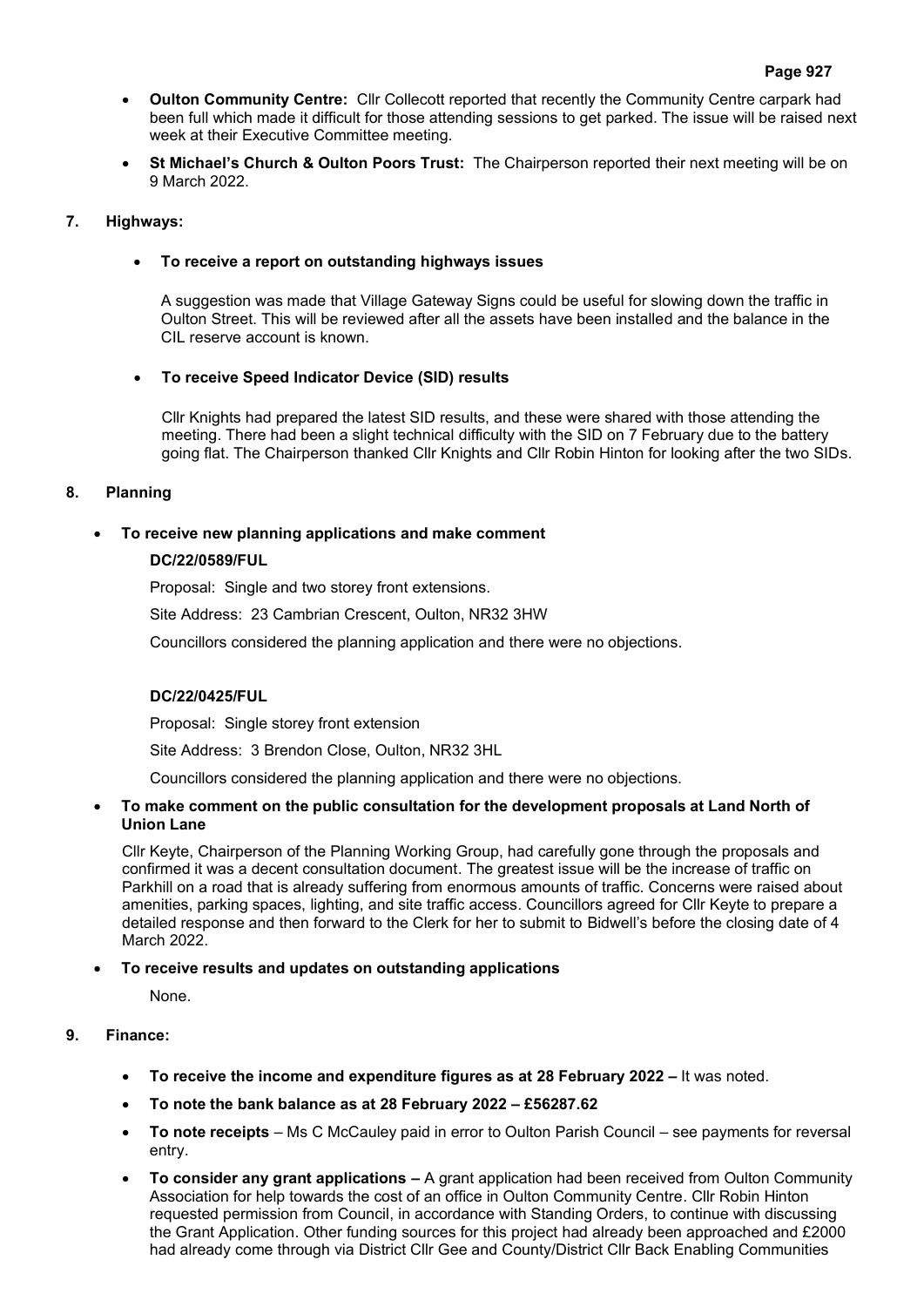- **Oulton Community Centre:** Cllr Collecott reported that recently the Community Centre carpark had been full which made it difficult for those attending sessions to get parked. The issue will be raised next week at their Executive Committee meeting.
- **St Michael's Church & Oulton Poors Trust:** The Chairperson reported their next meeting will be on 9 March 2022.

## 7. Highways:

- **To receive a report on outstanding highways issues**

  A suggestion was made that Village Gateway Signs could be useful for slowing down the traffic in Oulton Street. This will be reviewed after all the assets have been installed and the balance in the CIL reserve account is known.

- **To receive Speed Indicator Device (SID) results**

  Cllr Knights had prepared the latest SID results, and these were shared with those attending the meeting. There had been a slight technical difficulty with the SID on 7 February due to the battery going flat. The Chairperson thanked Cllr Knights and Cllr Robin Hinton for looking after the two SIDs.

## 8. Planning

- **To receive new planning applications and make comment**

  **DC/22/0589/FUL**

  Proposal: Single and two storey front extensions.

  Site Address: 23 Cambrian Crescent, Oulton, NR32 3HW

  Councillors considered the planning application and there were no objections.

  **DC/22/0425/FUL**

  Proposal: Single storey front extension

  Site Address: 3 Brendon Close, Oulton, NR32 3HL

  Councillors considered the planning application and there were no objections.

- **To make comment on the public consultation for the development proposals at Land North of Union Lane**

  Cllr Keyte, Chairperson of the Planning Working Group, had carefully gone through the proposals and confirmed it was a decent consultation document. The greatest issue will be the increase of traffic on Parkhill on a road that is already suffering from enormous amounts of traffic. Concerns were raised about amenities, parking spaces, lighting, and site traffic access. Councillors agreed for Cllr Keyte to prepare a detailed response and then forward to the Clerk for her to submit to Bidwell's before the closing date of 4 March 2022.

- **To receive results and updates on outstanding applications**

  None.

## 9. Finance:

- **To receive the income and expenditure figures as at 28 February 2022 –** It was noted.
- **To note the bank balance as at 28 February 2022 – £56287.62**
- **To note receipts** – Ms C McCauley paid in error to Oulton Parish Council – see payments for reversal entry.
- **To consider any grant applications –** A grant application had been received from Oulton Community Association for help towards the cost of an office in Oulton Community Centre. Cllr Robin Hinton requested permission from Council, in accordance with Standing Orders, to continue with discussing the Grant Application. Other funding sources for this project had already been approached and £2000 had already come through via District Cllr Gee and County/District Cllr Back Enabling Communities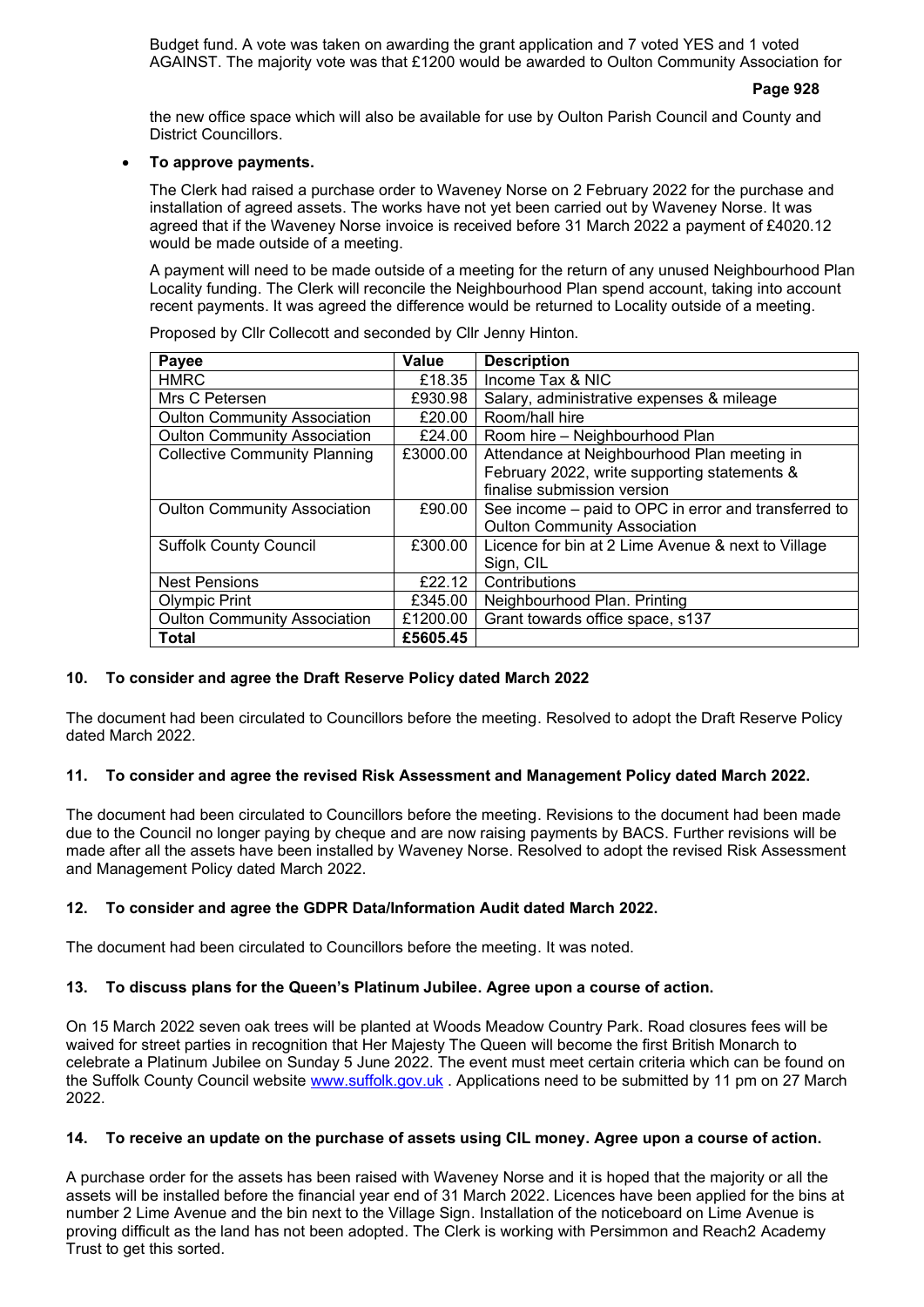Budget fund. A vote was taken on awarding the grant application and 7 voted YES and 1 voted AGAINST. The majority vote was that £1200 would be awarded to Oulton Community Association for

the new office space which will also be available for use by Oulton Parish Council and County and District Councillors.

- **To approve payments.**

  The Clerk had raised a purchase order to Waveney Norse on 2 February 2022 for the purchase and installation of agreed assets. The works have not yet been carried out by Waveney Norse. It was agreed that if the Waveney Norse invoice is received before 31 March 2022 a payment of £4020.12 would be made outside of a meeting.

  A payment will need to be made outside of a meeting for the return of any unused Neighbourhood Plan Locality funding. The Clerk will reconcile the Neighbourhood Plan spend account, taking into account recent payments. It was agreed the difference would be returned to Locality outside of a meeting.

  Proposed by Cllr Collecott and seconded by Cllr Jenny Hinton.

| Payee | Value | Description |
|---|---|---|
| HMRC | £18.35 | Income Tax & NIC |
| Mrs C Petersen | £930.98 | Salary, administrative expenses & mileage |
| Oulton Community Association | £20.00 | Room/hall hire |
| Oulton Community Association | £24.00 | Room hire – Neighbourhood Plan |
| Collective Community Planning | £3000.00 | Attendance at Neighbourhood Plan meeting in February 2022, write supporting statements & finalise submission version |
| Oulton Community Association | £90.00 | See income – paid to OPC in error and transferred to Oulton Community Association |
| Suffolk County Council | £300.00 | Licence for bin at 2 Lime Avenue & next to Village Sign, CIL |
| Nest Pensions | £22.12 | Contributions |
| Olympic Print | £345.00 | Neighbourhood Plan. Printing |
| Oulton Community Association | £1200.00 | Grant towards office space, s137 |
| **Total** | **£5605.45** | |

### 10. To consider and agree the Draft Reserve Policy dated March 2022

The document had been circulated to Councillors before the meeting. Resolved to adopt the Draft Reserve Policy dated March 2022.

### 11. To consider and agree the revised Risk Assessment and Management Policy dated March 2022.

The document had been circulated to Councillors before the meeting. Revisions to the document had been made due to the Council no longer paying by cheque and are now raising payments by BACS. Further revisions will be made after all the assets have been installed by Waveney Norse. Resolved to adopt the revised Risk Assessment and Management Policy dated March 2022.

### 12. To consider and agree the GDPR Data/Information Audit dated March 2022.

The document had been circulated to Councillors before the meeting. It was noted.

### 13. To discuss plans for the Queen's Platinum Jubilee. Agree upon a course of action.

On 15 March 2022 seven oak trees will be planted at Woods Meadow Country Park. Road closures fees will be waived for street parties in recognition that Her Majesty The Queen will become the first British Monarch to celebrate a Platinum Jubilee on Sunday 5 June 2022. The event must meet certain criteria which can be found on the Suffolk County Council website www.suffolk.gov.uk . Applications need to be submitted by 11 pm on 27 March 2022.

### 14. To receive an update on the purchase of assets using CIL money. Agree upon a course of action.

A purchase order for the assets has been raised with Waveney Norse and it is hoped that the majority or all the assets will be installed before the financial year end of 31 March 2022. Licences have been applied for the bins at number 2 Lime Avenue and the bin next to the Village Sign. Installation of the noticeboard on Lime Avenue is proving difficult as the land has not been adopted. The Clerk is working with Persimmon and Reach2 Academy Trust to get this sorted.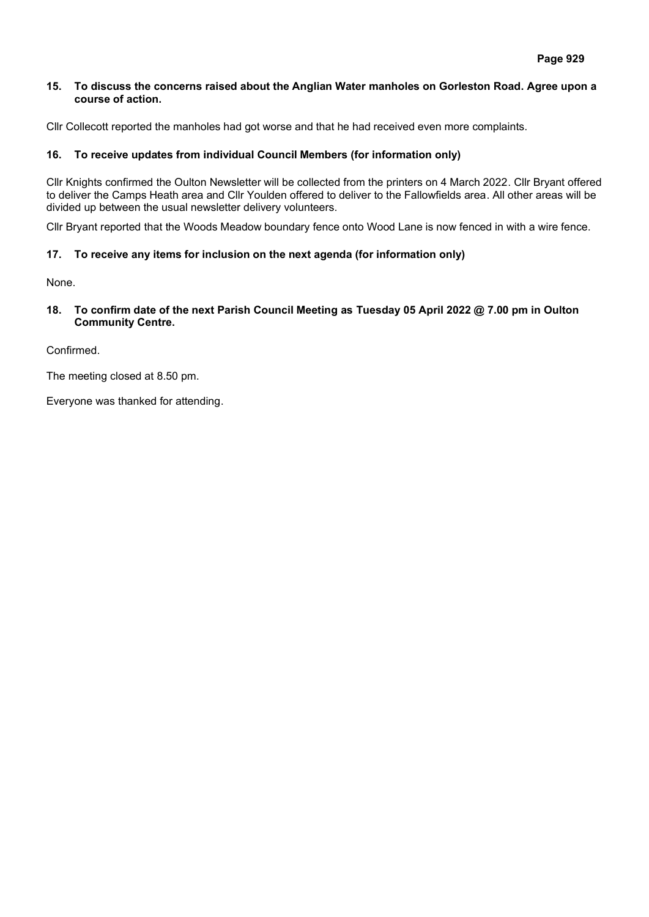**15. To discuss the concerns raised about the Anglian Water manholes on Gorleston Road. Agree upon a course of action.**

Cllr Collecott reported the manholes had got worse and that he had received even more complaints.

**16. To receive updates from individual Council Members (for information only)**

Cllr Knights confirmed the Oulton Newsletter will be collected from the printers on 4 March 2022. Cllr Bryant offered to deliver the Camps Heath area and Cllr Youlden offered to deliver to the Fallowfields area. All other areas will be divided up between the usual newsletter delivery volunteers.

Cllr Bryant reported that the Woods Meadow boundary fence onto Wood Lane is now fenced in with a wire fence.

**17. To receive any items for inclusion on the next agenda (for information only)**

None.

**18. To confirm date of the next Parish Council Meeting as Tuesday 05 April 2022 @ 7.00 pm in Oulton Community Centre.**

Confirmed.

The meeting closed at 8.50 pm.

Everyone was thanked for attending.